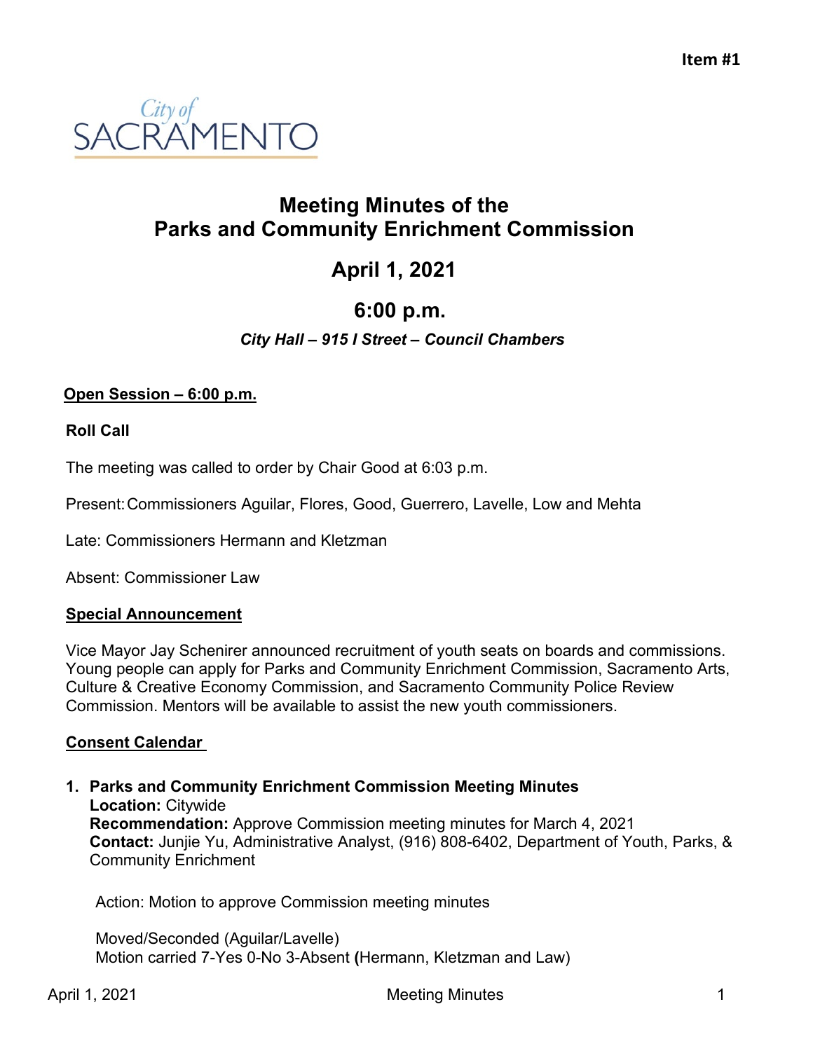**Item #1**

City of SACRAMENTO

# Meeting Minutes of the Parks and Community Enrichment Commission

## April 1, 2021

## 6:00 p.m.

***City Hall – 915 I Street – Council Chambers***

**Open Session – 6:00 p.m.**

**Roll Call**

The meeting was called to order by Chair Good at 6:03 p.m.

Present: Commissioners Aguilar, Flores, Good, Guerrero, Lavelle, Low and Mehta

Late: Commissioners Hermann and Kletzman

Absent: Commissioner Law

**Special Announcement**

Vice Mayor Jay Schenirer announced recruitment of youth seats on boards and commissions. Young people can apply for Parks and Community Enrichment Commission, Sacramento Arts, Culture & Creative Economy Commission, and Sacramento Community Police Review Commission. Mentors will be available to assist the new youth commissioners.

**Consent Calendar**

1. **Parks and Community Enrichment Commission Meeting Minutes**
   **Location:** Citywide
   **Recommendation:** Approve Commission meeting minutes for March 4, 2021
   **Contact:** Junjie Yu, Administrative Analyst, (916) 808-6402, Department of Youth, Parks, & Community Enrichment

   Action: Motion to approve Commission meeting minutes

   Moved/Seconded (Aguilar/Lavelle)
   Motion carried 7-Yes 0-No 3-Absent **(**Hermann, Kletzman and Law)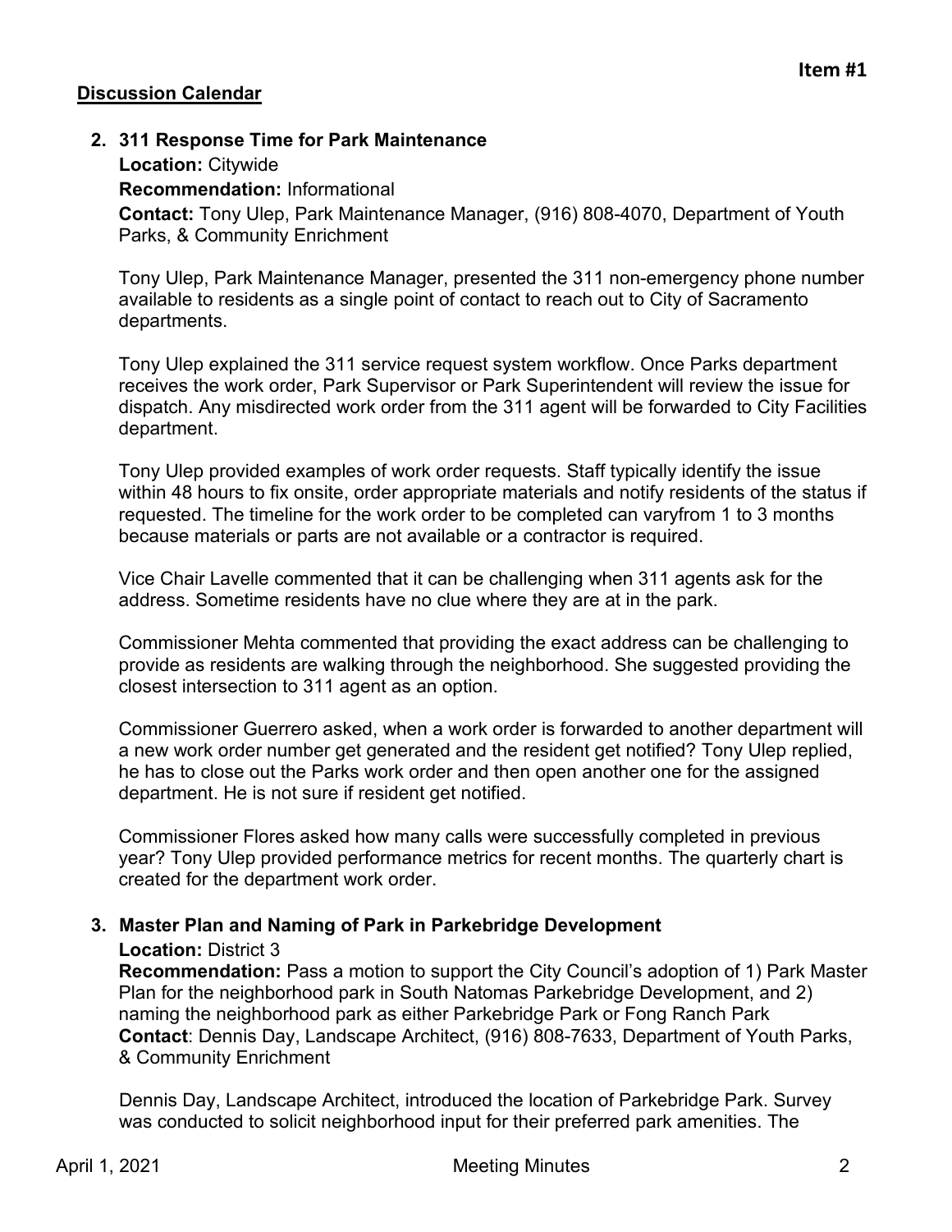**Item #1**

## Discussion Calendar

**2. 311 Response Time for Park Maintenance**

**Location:** Citywide

**Recommendation:** Informational

**Contact:** Tony Ulep, Park Maintenance Manager, (916) 808-4070, Department of Youth Parks, & Community Enrichment

Tony Ulep, Park Maintenance Manager, presented the 311 non-emergency phone number available to residents as a single point of contact to reach out to City of Sacramento departments.

Tony Ulep explained the 311 service request system workflow. Once Parks department receives the work order, Park Supervisor or Park Superintendent will review the issue for dispatch. Any misdirected work order from the 311 agent will be forwarded to City Facilities department.

Tony Ulep provided examples of work order requests. Staff typically identify the issue within 48 hours to fix onsite, order appropriate materials and notify residents of the status if requested. The timeline for the work order to be completed can varyfrom 1 to 3 months because materials or parts are not available or a contractor is required.

Vice Chair Lavelle commented that it can be challenging when 311 agents ask for the address. Sometime residents have no clue where they are at in the park.

Commissioner Mehta commented that providing the exact address can be challenging to provide as residents are walking through the neighborhood. She suggested providing the closest intersection to 311 agent as an option.

Commissioner Guerrero asked, when a work order is forwarded to another department will a new work order number get generated and the resident get notified? Tony Ulep replied, he has to close out the Parks work order and then open another one for the assigned department. He is not sure if resident get notified.

Commissioner Flores asked how many calls were successfully completed in previous year? Tony Ulep provided performance metrics for recent months. The quarterly chart is created for the department work order.

**3. Master Plan and Naming of Park in Parkebridge Development**

**Location:** District 3

**Recommendation:** Pass a motion to support the City Council's adoption of 1) Park Master Plan for the neighborhood park in South Natomas Parkebridge Development, and 2) naming the neighborhood park as either Parkebridge Park or Fong Ranch Park

**Contact**: Dennis Day, Landscape Architect, (916) 808-7633, Department of Youth Parks, & Community Enrichment

Dennis Day, Landscape Architect, introduced the location of Parkebridge Park. Survey was conducted to solicit neighborhood input for their preferred park amenities. The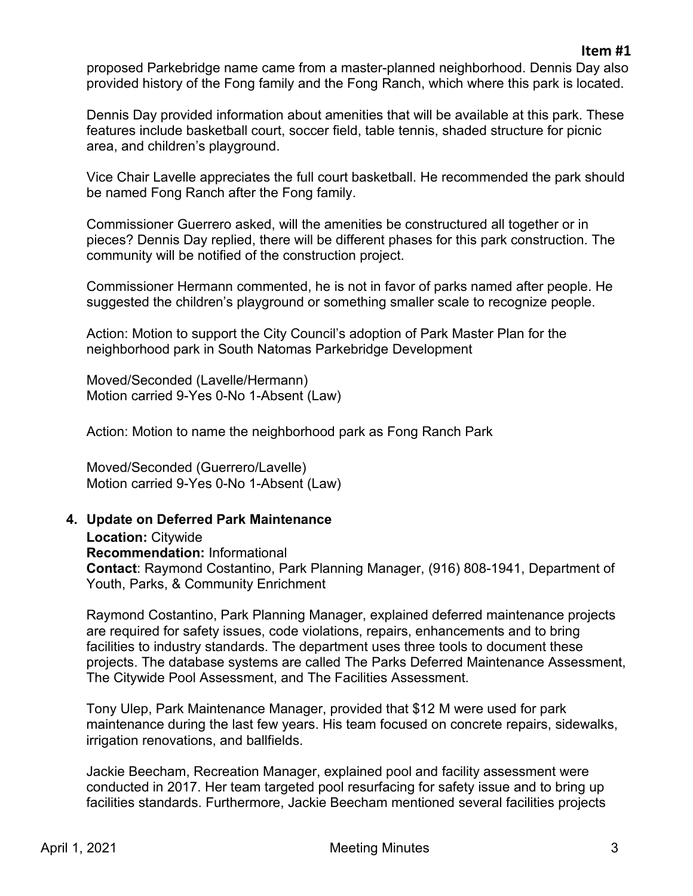**Item #1**

proposed Parkebridge name came from a master-planned neighborhood. Dennis Day also provided history of the Fong family and the Fong Ranch, which where this park is located.

Dennis Day provided information about amenities that will be available at this park. These features include basketball court, soccer field, table tennis, shaded structure for picnic area, and children's playground.

Vice Chair Lavelle appreciates the full court basketball. He recommended the park should be named Fong Ranch after the Fong family.

Commissioner Guerrero asked, will the amenities be constructured all together or in pieces? Dennis Day replied, there will be different phases for this park construction. The community will be notified of the construction project.

Commissioner Hermann commented, he is not in favor of parks named after people. He suggested the children's playground or something smaller scale to recognize people.

Action: Motion to support the City Council's adoption of Park Master Plan for the neighborhood park in South Natomas Parkebridge Development

Moved/Seconded (Lavelle/Hermann)
Motion carried 9-Yes 0-No 1-Absent (Law)

Action: Motion to name the neighborhood park as Fong Ranch Park

Moved/Seconded (Guerrero/Lavelle)
Motion carried 9-Yes 0-No 1-Absent (Law)

**4. Update on Deferred Park Maintenance**

**Location:** Citywide
**Recommendation:** Informational
**Contact**: Raymond Costantino, Park Planning Manager, (916) 808-1941, Department of Youth, Parks, & Community Enrichment

Raymond Costantino, Park Planning Manager, explained deferred maintenance projects are required for safety issues, code violations, repairs, enhancements and to bring facilities to industry standards. The department uses three tools to document these projects. The database systems are called The Parks Deferred Maintenance Assessment, The Citywide Pool Assessment, and The Facilities Assessment.

Tony Ulep, Park Maintenance Manager, provided that $12 M were used for park maintenance during the last few years. His team focused on concrete repairs, sidewalks, irrigation renovations, and ballfields.

Jackie Beecham, Recreation Manager, explained pool and facility assessment were conducted in 2017. Her team targeted pool resurfacing for safety issue and to bring up facilities standards. Furthermore, Jackie Beecham mentioned several facilities projects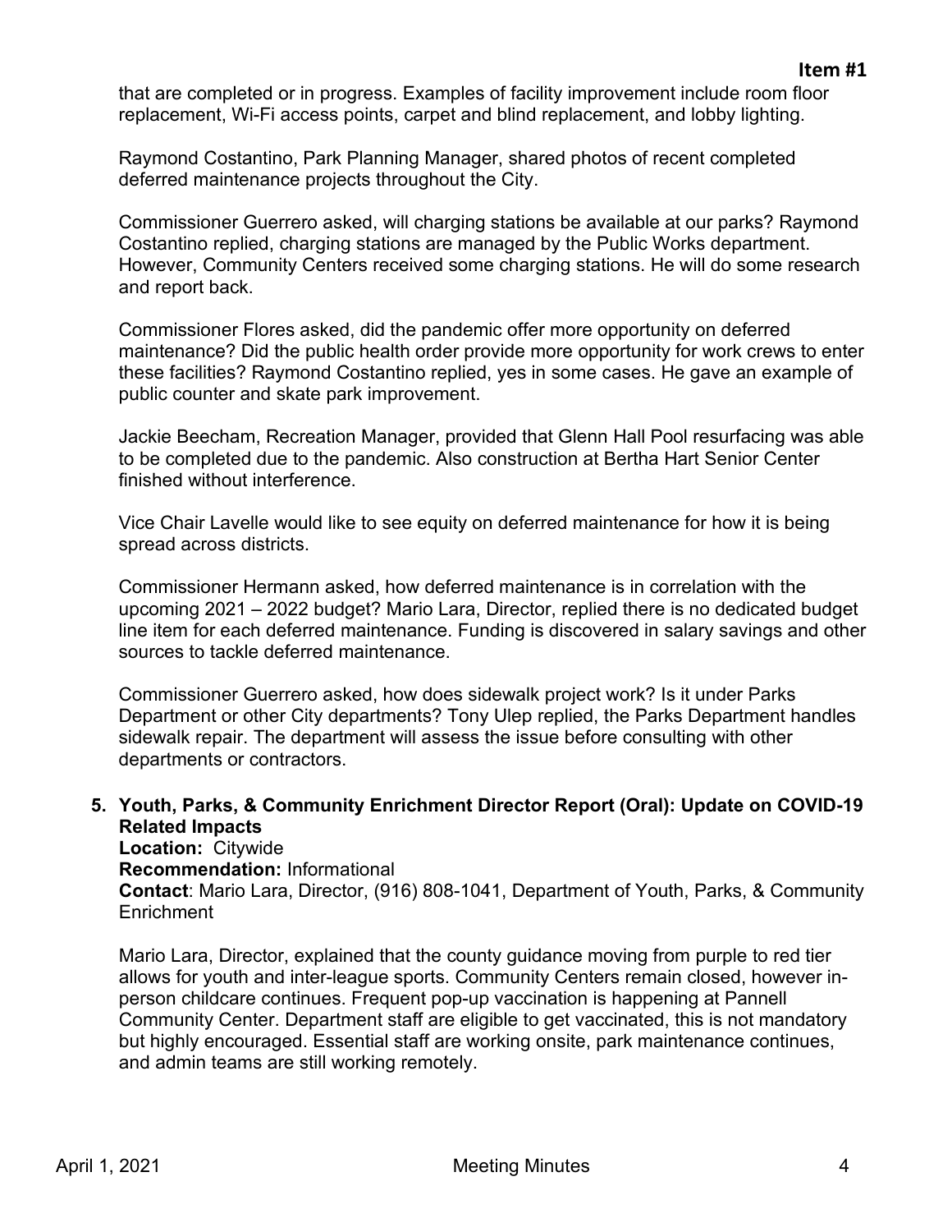that are completed or in progress. Examples of facility improvement include room floor replacement, Wi-Fi access points, carpet and blind replacement, and lobby lighting.

Raymond Costantino, Park Planning Manager, shared photos of recent completed deferred maintenance projects throughout the City.

Commissioner Guerrero asked, will charging stations be available at our parks? Raymond Costantino replied, charging stations are managed by the Public Works department. However, Community Centers received some charging stations. He will do some research and report back.

Commissioner Flores asked, did the pandemic offer more opportunity on deferred maintenance? Did the public health order provide more opportunity for work crews to enter these facilities? Raymond Costantino replied, yes in some cases. He gave an example of public counter and skate park improvement.

Jackie Beecham, Recreation Manager, provided that Glenn Hall Pool resurfacing was able to be completed due to the pandemic. Also construction at Bertha Hart Senior Center finished without interference.

Vice Chair Lavelle would like to see equity on deferred maintenance for how it is being spread across districts.

Commissioner Hermann asked, how deferred maintenance is in correlation with the upcoming 2021 – 2022 budget? Mario Lara, Director, replied there is no dedicated budget line item for each deferred maintenance. Funding is discovered in salary savings and other sources to tackle deferred maintenance.

Commissioner Guerrero asked, how does sidewalk project work? Is it under Parks Department or other City departments? Tony Ulep replied, the Parks Department handles sidewalk repair. The department will assess the issue before consulting with other departments or contractors.

**5. Youth, Parks, & Community Enrichment Director Report (Oral): Update on COVID-19 Related Impacts**

**Location:** Citywide
**Recommendation:** Informational
**Contact**: Mario Lara, Director, (916) 808-1041, Department of Youth, Parks, & Community Enrichment

Mario Lara, Director, explained that the county guidance moving from purple to red tier allows for youth and inter-league sports. Community Centers remain closed, however in-person childcare continues. Frequent pop-up vaccination is happening at Pannell Community Center. Department staff are eligible to get vaccinated, this is not mandatory but highly encouraged. Essential staff are working onsite, park maintenance continues, and admin teams are still working remotely.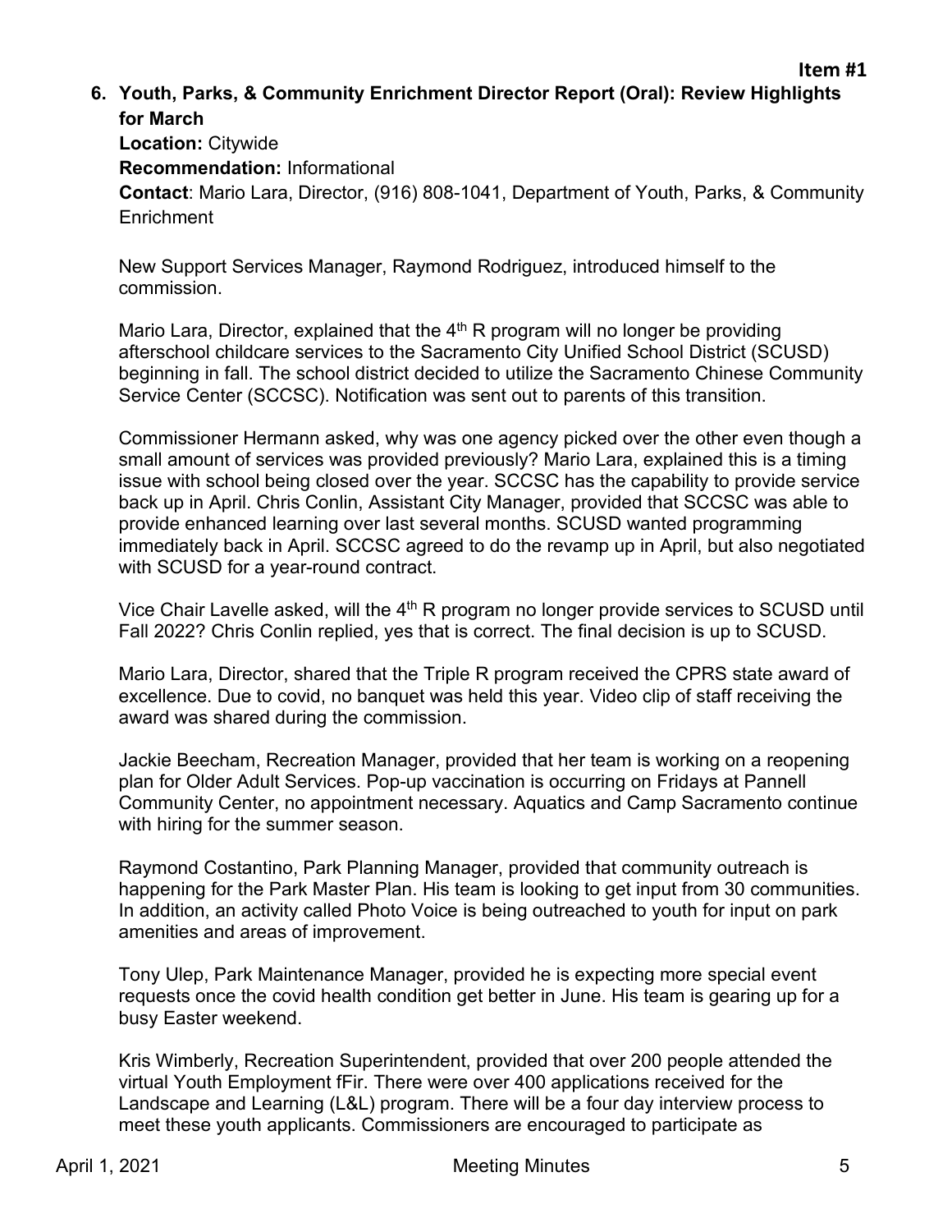**Item #1**

**6. Youth, Parks, & Community Enrichment Director Report (Oral): Review Highlights for March**

**Location:** Citywide

**Recommendation:** Informational

**Contact**: Mario Lara, Director, (916) 808-1041, Department of Youth, Parks, & Community Enrichment

New Support Services Manager, Raymond Rodriguez, introduced himself to the commission.

Mario Lara, Director, explained that the 4th R program will no longer be providing afterschool childcare services to the Sacramento City Unified School District (SCUSD) beginning in fall. The school district decided to utilize the Sacramento Chinese Community Service Center (SCCSC). Notification was sent out to parents of this transition.

Commissioner Hermann asked, why was one agency picked over the other even though a small amount of services was provided previously? Mario Lara, explained this is a timing issue with school being closed over the year. SCCSC has the capability to provide service back up in April. Chris Conlin, Assistant City Manager, provided that SCCSC was able to provide enhanced learning over last several months. SCUSD wanted programming immediately back in April. SCCSC agreed to do the revamp up in April, but also negotiated with SCUSD for a year-round contract.

Vice Chair Lavelle asked, will the 4th R program no longer provide services to SCUSD until Fall 2022? Chris Conlin replied, yes that is correct. The final decision is up to SCUSD.

Mario Lara, Director, shared that the Triple R program received the CPRS state award of excellence. Due to covid, no banquet was held this year. Video clip of staff receiving the award was shared during the commission.

Jackie Beecham, Recreation Manager, provided that her team is working on a reopening plan for Older Adult Services. Pop-up vaccination is occurring on Fridays at Pannell Community Center, no appointment necessary. Aquatics and Camp Sacramento continue with hiring for the summer season.

Raymond Costantino, Park Planning Manager, provided that community outreach is happening for the Park Master Plan. His team is looking to get input from 30 communities. In addition, an activity called Photo Voice is being outreached to youth for input on park amenities and areas of improvement.

Tony Ulep, Park Maintenance Manager, provided he is expecting more special event requests once the covid health condition get better in June. His team is gearing up for a busy Easter weekend.

Kris Wimberly, Recreation Superintendent, provided that over 200 people attended the virtual Youth Employment fFir. There were over 400 applications received for the Landscape and Learning (L&L) program. There will be a four day interview process to meet these youth applicants. Commissioners are encouraged to participate as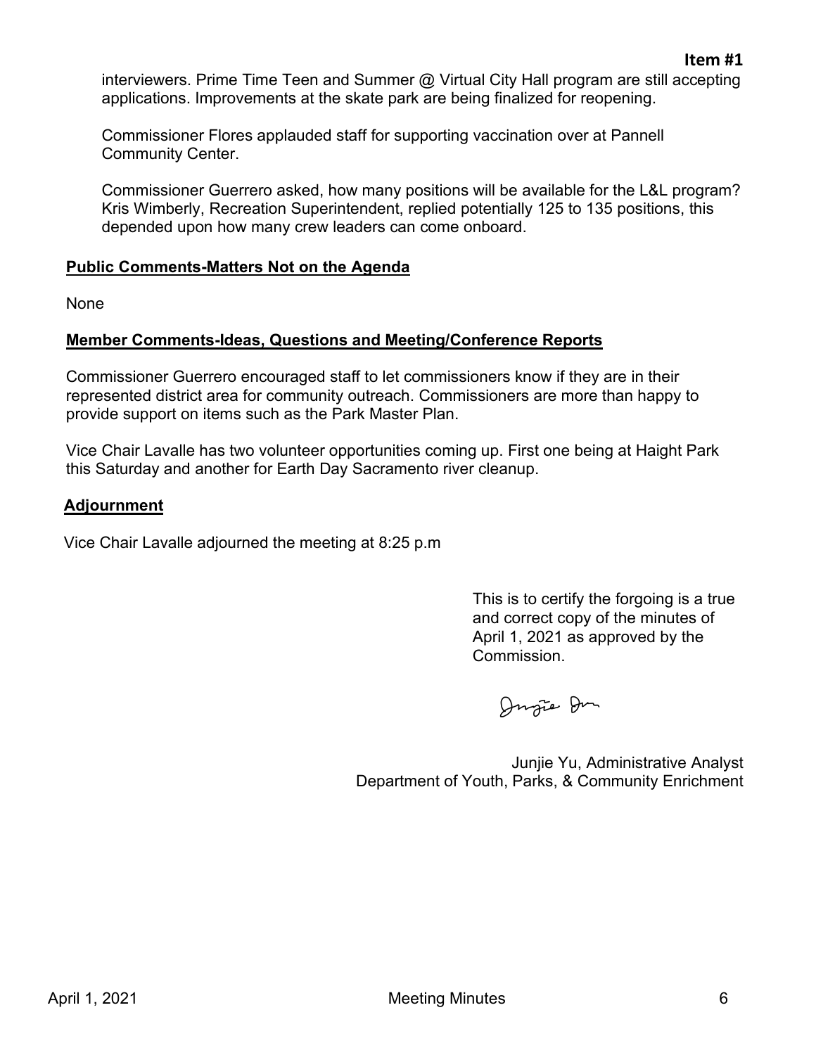interviewers. Prime Time Teen and Summer @ Virtual City Hall program are still accepting applications. Improvements at the skate park are being finalized for reopening.

Commissioner Flores applauded staff for supporting vaccination over at Pannell Community Center.

Commissioner Guerrero asked, how many positions will be available for the L&L program? Kris Wimberly, Recreation Superintendent, replied potentially 125 to 135 positions, this depended upon how many crew leaders can come onboard.

**Public Comments-Matters Not on the Agenda**

None

**Member Comments-Ideas, Questions and Meeting/Conference Reports**

Commissioner Guerrero encouraged staff to let commissioners know if they are in their represented district area for community outreach. Commissioners are more than happy to provide support on items such as the Park Master Plan.

Vice Chair Lavalle has two volunteer opportunities coming up. First one being at Haight Park this Saturday and another for Earth Day Sacramento river cleanup.

**Adjournment**

Vice Chair Lavalle adjourned the meeting at 8:25 p.m

This is to certify the forgoing is a true and correct copy of the minutes of April 1, 2021 as approved by the Commission.

Junjie Yu, Administrative Analyst
Department of Youth, Parks, & Community Enrichment